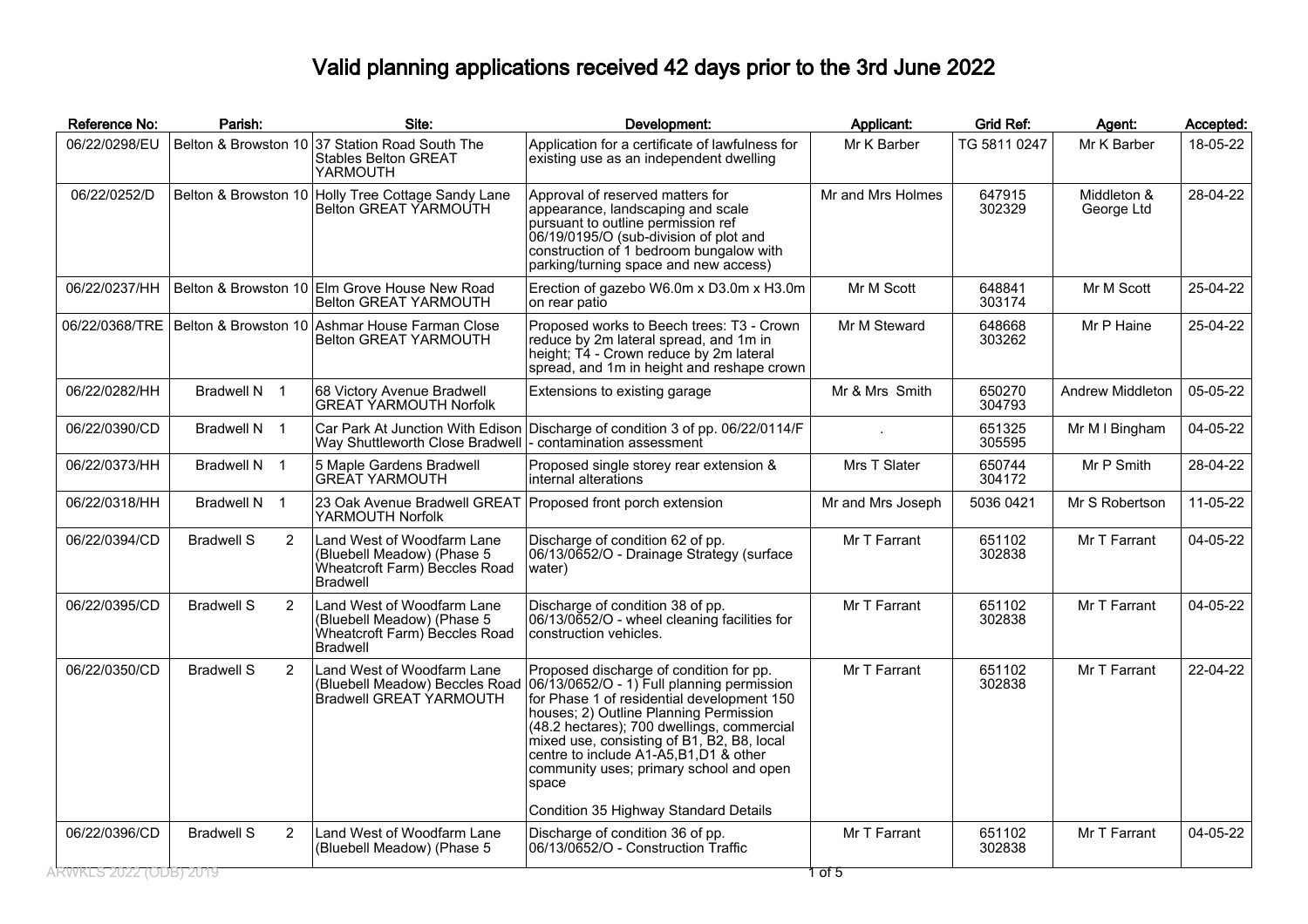# Valid planning applications received 42 days prior to the 3rd June 2022

| Reference No: | Parish: | Site: | Development: | Applicant: | Grid Ref: | Agent: | Accepted: |
|---|---|---|---|---|---|---|---|
| 06/22/0298/EU | Belton & Browston 10 | 37 Station Road South The Stables Belton GREAT YARMOUTH | Application for a certificate of lawfulness for existing use as an independent dwelling | Mr K Barber | TG 5811 0247 | Mr K Barber | 18-05-22 |
| 06/22/0252/D | Belton & Browston 10 | Holly Tree Cottage Sandy Lane Belton GREAT YARMOUTH | Approval of reserved matters for appearance, landscaping and scale pursuant to outline permission ref 06/19/0195/O (sub-division of plot and construction of 1 bedroom bungalow with parking/turning space and new access) | Mr and Mrs Holmes | 647915 302329 | Middleton & George Ltd | 28-04-22 |
| 06/22/0237/HH | Belton & Browston 10 | Elm Grove House New Road Belton GREAT YARMOUTH | Erection of gazebo W6.0m x D3.0m x H3.0m on rear patio | Mr M Scott | 648841 303174 | Mr M Scott | 25-04-22 |
| 06/22/0368/TRE | Belton & Browston 10 | Ashmar House Farman Close Belton GREAT YARMOUTH | Proposed works to Beech trees: T3 - Crown reduce by 2m lateral spread, and 1m in height; T4 - Crown reduce by 2m lateral spread, and 1m in height and reshape crown | Mr M Steward | 648668 303262 | Mr P Haine | 25-04-22 |
| 06/22/0282/HH | Bradwell N 1 | 68 Victory Avenue Bradwell GREAT YARMOUTH Norfolk | Extensions to existing garage | Mr & Mrs Smith | 650270 304793 | Andrew Middleton | 05-05-22 |
| 06/22/0390/CD | Bradwell N 1 | Car Park At Junction With Edison Way Shuttleworth Close Bradwell | Discharge of condition 3 of pp. 06/22/0114/F - contamination assessment | . | 651325 305595 | Mr M I Bingham | 04-05-22 |
| 06/22/0373/HH | Bradwell N 1 | 5 Maple Gardens Bradwell GREAT YARMOUTH | Proposed single storey rear extension & internal alterations | Mrs T Slater | 650744 304172 | Mr P Smith | 28-04-22 |
| 06/22/0318/HH | Bradwell N 1 | 23 Oak Avenue Bradwell GREAT YARMOUTH Norfolk | Proposed front porch extension | Mr and Mrs Joseph | 5036 0421 | Mr S Robertson | 11-05-22 |
| 06/22/0394/CD | Bradwell S 2 | Land West of Woodfarm Lane (Bluebell Meadow) (Phase 5 Wheatcroft Farm) Beccles Road Bradwell | Discharge of condition 62 of pp. 06/13/0652/O - Drainage Strategy (surface water) | Mr T Farrant | 651102 302838 | Mr T Farrant | 04-05-22 |
| 06/22/0395/CD | Bradwell S 2 | Land West of Woodfarm Lane (Bluebell Meadow) (Phase 5 Wheatcroft Farm) Beccles Road Bradwell | Discharge of condition 38 of pp. 06/13/0652/O - wheel cleaning facilities for construction vehicles. | Mr T Farrant | 651102 302838 | Mr T Farrant | 04-05-22 |
| 06/22/0350/CD | Bradwell S 2 | Land West of Woodfarm Lane (Bluebell Meadow) Beccles Road Bradwell GREAT YARMOUTH | Proposed discharge of condition for pp. 06/13/0652/O - 1) Full planning permission for Phase 1 of residential development 150 houses; 2) Outline Planning Permission (48.2 hectares); 700 dwellings, commercial mixed use, consisting of B1, B2, B8, local centre to include A1-A5,B1,D1 & other community uses; primary school and open space<br><br>Condition 35 Highway Standard Details | Mr T Farrant | 651102 302838 | Mr T Farrant | 22-04-22 |
| 06/22/0396/CD | Bradwell S 2 | Land West of Woodfarm Lane (Bluebell Meadow) (Phase 5 | Discharge of condition 36 of pp. 06/13/0652/O - Construction Traffic | Mr T Farrant | 651102 302838 | Mr T Farrant | 04-05-22 |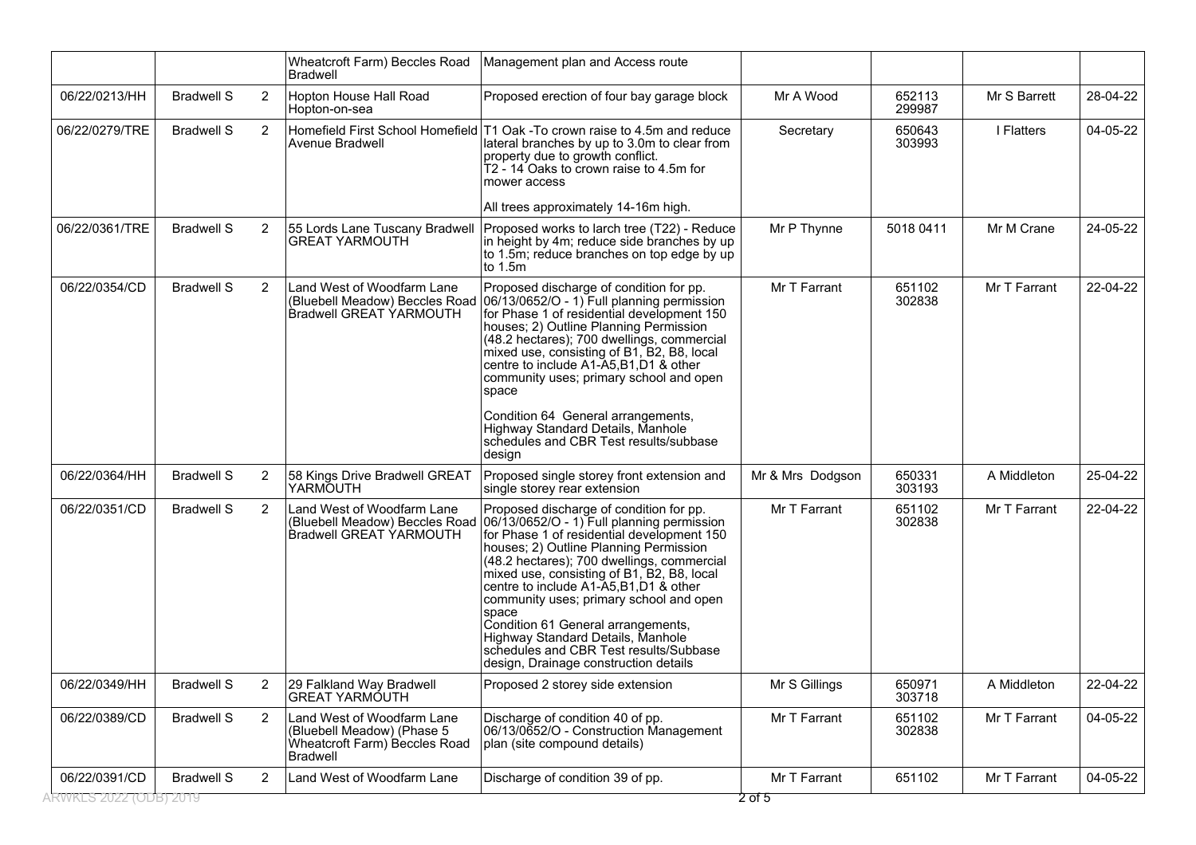| | | | | | | | | |
|---|---|---|---|---|---|---|---|---|
| | | | Wheatcroft Farm) Beccles Road Bradwell | Management plan and Access route | | | | |
| 06/22/0213/HH | Bradwell S | 2 | Hopton House Hall Road Hopton-on-sea | Proposed erection of four bay garage block | Mr A Wood | 652113 299987 | Mr S Barrett | 28-04-22 |
| 06/22/0279/TRE | Bradwell S | 2 | Homefield First School Homefield Avenue Bradwell | T1 Oak -To crown raise to 4.5m and reduce lateral branches by up to 3.0m to clear from property due to growth conflict. T2 - 14 Oaks to crown raise to 4.5m for mower access<br><br>All trees approximately 14-16m high. | Secretary | 650643 303993 | I Flatters | 04-05-22 |
| 06/22/0361/TRE | Bradwell S | 2 | 55 Lords Lane Tuscany Bradwell GREAT YARMOUTH | Proposed works to larch tree (T22) - Reduce in height by 4m; reduce side branches by up to 1.5m; reduce branches on top edge by up to 1.5m | Mr P Thynne | 5018 0411 | Mr M Crane | 24-05-22 |
| 06/22/0354/CD | Bradwell S | 2 | Land West of Woodfarm Lane (Bluebell Meadow) Beccles Road Bradwell GREAT YARMOUTH | Proposed discharge of condition for pp. 06/13/0652/O - 1) Full planning permission for Phase 1 of residential development 150 houses; 2) Outline Planning Permission (48.2 hectares); 700 dwellings, commercial mixed use, consisting of B1, B2, B8, local centre to include A1-A5,B1,D1 & other community uses; primary school and open space<br><br>Condition 64 General arrangements, Highway Standard Details, Manhole schedules and CBR Test results/subbase design | Mr T Farrant | 651102 302838 | Mr T Farrant | 22-04-22 |
| 06/22/0364/HH | Bradwell S | 2 | 58 Kings Drive Bradwell GREAT YARMOUTH | Proposed single storey front extension and single storey rear extension | Mr & Mrs Dodgson | 650331 303193 | A Middleton | 25-04-22 |
| 06/22/0351/CD | Bradwell S | 2 | Land West of Woodfarm Lane (Bluebell Meadow) Beccles Road Bradwell GREAT YARMOUTH | Proposed discharge of condition for pp. 06/13/0652/O - 1) Full planning permission for Phase 1 of residential development 150 houses; 2) Outline Planning Permission (48.2 hectares); 700 dwellings, commercial mixed use, consisting of B1, B2, B8, local centre to include A1-A5,B1,D1 & other community uses; primary school and open space<br>Condition 61 General arrangements, Highway Standard Details, Manhole schedules and CBR Test results/Subbase design, Drainage construction details | Mr T Farrant | 651102 302838 | Mr T Farrant | 22-04-22 |
| 06/22/0349/HH | Bradwell S | 2 | 29 Falkland Way Bradwell GREAT YARMOUTH | Proposed 2 storey side extension | Mr S Gillings | 650971 303718 | A Middleton | 22-04-22 |
| 06/22/0389/CD | Bradwell S | 2 | Land West of Woodfarm Lane (Bluebell Meadow) (Phase 5 Wheatcroft Farm) Beccles Road Bradwell | Discharge of condition 40 of pp. 06/13/0652/O - Construction Management plan (site compound details) | Mr T Farrant | 651102 302838 | Mr T Farrant | 04-05-22 |
| 06/22/0391/CD | Bradwell S | 2 | Land West of Woodfarm Lane | Discharge of condition 39 of pp. | Mr T Farrant | 651102 | Mr T Farrant | 04-05-22 |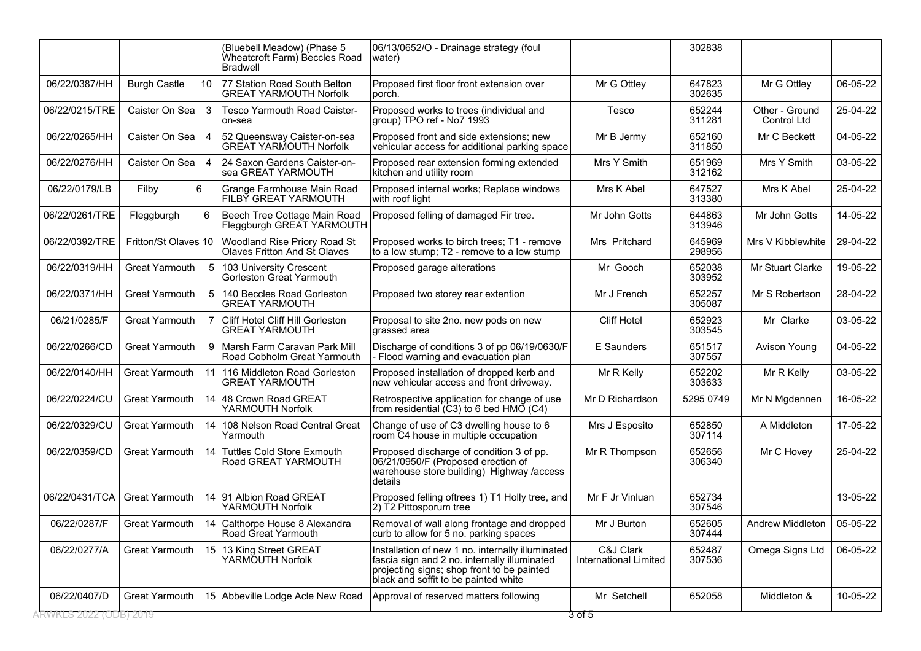| | | | | | | | |
|---|---|---|---|---|---|---|---|
| | | (Bluebell Meadow) (Phase 5 Wheatcroft Farm) Beccles Road Bradwell | 06/13/0652/O - Drainage strategy (foul water) | | 302838 | | |
| 06/22/0387/HH | Burgh Castle 10 | 77 Station Road South Belton GREAT YARMOUTH Norfolk | Proposed first floor front extension over porch. | Mr G Ottley | 647823 302635 | Mr G Ottley | 06-05-22 |
| 06/22/0215/TRE | Caister On Sea 3 | Tesco Yarmouth Road Caister-on-sea | Proposed works to trees (individual and group) TPO ref - No7 1993 | Tesco | 652244 311281 | Other - Ground Control Ltd | 25-04-22 |
| 06/22/0265/HH | Caister On Sea 4 | 52 Queensway Caister-on-sea GREAT YARMOUTH Norfolk | Proposed front and side extensions; new vehicular access for additional parking space | Mr B Jermy | 652160 311850 | Mr C Beckett | 04-05-22 |
| 06/22/0276/HH | Caister On Sea 4 | 24 Saxon Gardens Caister-on-sea GREAT YARMOUTH | Proposed rear extension forming extended kitchen and utility room | Mrs Y Smith | 651969 312162 | Mrs Y Smith | 03-05-22 |
| 06/22/0179/LB | Filby 6 | Grange Farmhouse Main Road FILBY GREAT YARMOUTH | Proposed internal works; Replace windows with roof light | Mrs K Abel | 647527 313380 | Mrs K Abel | 25-04-22 |
| 06/22/0261/TRE | Fleggburgh 6 | Beech Tree Cottage Main Road Fleggburgh GREAT YARMOUTH | Proposed felling of damaged Fir tree. | Mr John Gotts | 644863 313946 | Mr John Gotts | 14-05-22 |
| 06/22/0392/TRE | Fritton/St Olaves 10 | Woodland Rise Priory Road St Olaves Fritton And St Olaves | Proposed works to birch trees; T1 - remove to a low stump; T2 - remove to a low stump | Mrs Pritchard | 645969 298956 | Mrs V Kibblewhite | 29-04-22 |
| 06/22/0319/HH | Great Yarmouth 5 | 103 University Crescent Gorleston Great Yarmouth | Proposed garage alterations | Mr Gooch | 652038 303952 | Mr Stuart Clarke | 19-05-22 |
| 06/22/0371/HH | Great Yarmouth 5 | 140 Beccles Road Gorleston GREAT YARMOUTH | Proposed two storey rear extention | Mr J French | 652257 305087 | Mr S Robertson | 28-04-22 |
| 06/21/0285/F | Great Yarmouth 7 | Cliff Hotel Cliff Hill Gorleston GREAT YARMOUTH | Proposal to site 2no. new pods on new grassed area | Cliff Hotel | 652923 303545 | Mr Clarke | 03-05-22 |
| 06/22/0266/CD | Great Yarmouth 9 | Marsh Farm Caravan Park Mill Road Cobholm Great Yarmouth | Discharge of conditions 3 of pp 06/19/0630/F - Flood warning and evacuation plan | E Saunders | 651517 307557 | Avison Young | 04-05-22 |
| 06/22/0140/HH | Great Yarmouth 11 | 116 Middleton Road Gorleston GREAT YARMOUTH | Proposed installation of dropped kerb and new vehicular access and front driveway. | Mr R Kelly | 652202 303633 | Mr R Kelly | 03-05-22 |
| 06/22/0224/CU | Great Yarmouth 14 | 48 Crown Road GREAT YARMOUTH Norfolk | Retrospective application for change of use from residential (C3) to 6 bed HMO (C4) | Mr D Richardson | 5295 0749 | Mr N Mgdennen | 16-05-22 |
| 06/22/0329/CU | Great Yarmouth 14 | 108 Nelson Road Central Great Yarmouth | Change of use of C3 dwelling house to 6 room C4 house in multiple occupation | Mrs J Esposito | 652850 307114 | A Middleton | 17-05-22 |
| 06/22/0359/CD | Great Yarmouth 14 | Tuttles Cold Store Exmouth Road GREAT YARMOUTH | Proposed discharge of condition 3 of pp. 06/21/0950/F (Proposed erection of warehouse store building) Highway /access details | Mr R Thompson | 652656 306340 | Mr C Hovey | 25-04-22 |
| 06/22/0431/TCA | Great Yarmouth 14 | 91 Albion Road GREAT YARMOUTH Norfolk | Proposed felling oftrees 1) T1 Holly tree, and 2) T2 Pittosporum tree | Mr F Jr Vinluan | 652734 307546 | | 13-05-22 |
| 06/22/0287/F | Great Yarmouth 14 | Calthorpe House 8 Alexandra Road Great Yarmouth | Removal of wall along frontage and dropped curb to allow for 5 no. parking spaces | Mr J Burton | 652605 307444 | Andrew Middleton | 05-05-22 |
| 06/22/0277/A | Great Yarmouth 15 | 13 King Street GREAT YARMOUTH Norfolk | Installation of new 1 no. internally illuminated fascia sign and 2 no. internally illuminated projecting signs; shop front to be painted black and soffit to be painted white | C&J Clark International Limited | 652487 307536 | Omega Signs Ltd | 06-05-22 |
| 06/22/0407/D | Great Yarmouth 15 | Abbeville Lodge Acle New Road | Approval of reserved matters following | Mr Setchell | 652058 | Middleton & | 10-05-22 |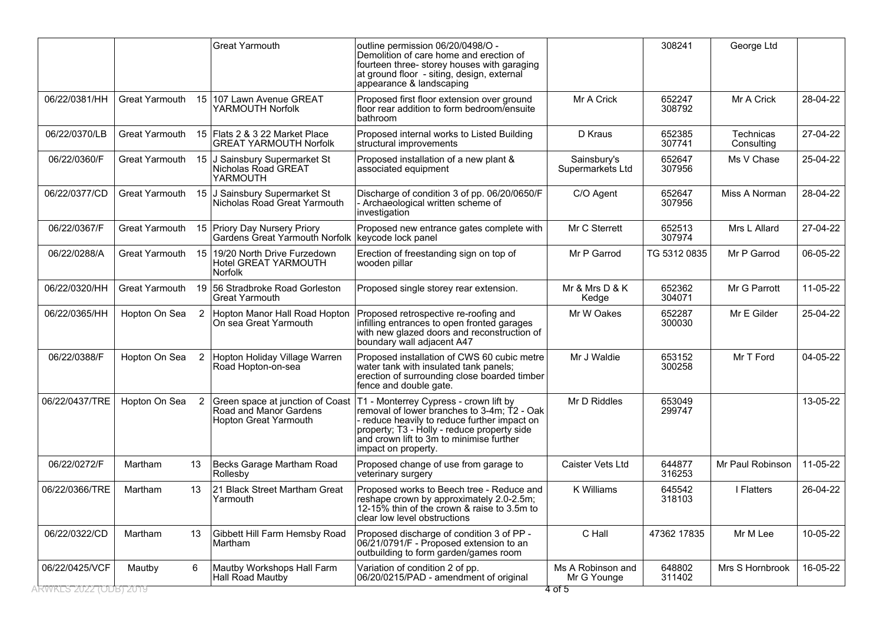| | | | | | | | | |
|---|---|---|---|---|---|---|---|---|
| | | | Great Yarmouth | outline permission 06/20/0498/O - Demolition of care home and erection of fourteen three- storey houses with garaging at ground floor - siting, design, external appearance & landscaping | | 308241 | George Ltd | |
| 06/22/0381/HH | Great Yarmouth | 15 | 107 Lawn Avenue GREAT YARMOUTH Norfolk | Proposed first floor extension over ground floor rear addition to form bedroom/ensuite bathroom | Mr A Crick | 652247 308792 | Mr A Crick | 28-04-22 |
| 06/22/0370/LB | Great Yarmouth | 15 | Flats 2 & 3 22 Market Place GREAT YARMOUTH Norfolk | Proposed internal works to Listed Building structural improvements | D Kraus | 652385 307741 | Technicas Consulting | 27-04-22 |
| 06/22/0360/F | Great Yarmouth | 15 | J Sainsbury Supermarket St Nicholas Road GREAT YARMOUTH | Proposed installation of a new plant & associated equipment | Sainsbury's Supermarkets Ltd | 652647 307956 | Ms V Chase | 25-04-22 |
| 06/22/0377/CD | Great Yarmouth | 15 | J Sainsbury Supermarket St Nicholas Road Great Yarmouth | Discharge of condition 3 of pp. 06/20/0650/F - Archaeological written scheme of investigation | C/O Agent | 652647 307956 | Miss A Norman | 28-04-22 |
| 06/22/0367/F | Great Yarmouth | 15 | Priory Day Nursery Priory Gardens Great Yarmouth Norfolk | Proposed new entrance gates complete with keycode lock panel | Mr C Sterrett | 652513 307974 | Mrs L Allard | 27-04-22 |
| 06/22/0288/A | Great Yarmouth | 15 | 19/20 North Drive Furzedown Hotel GREAT YARMOUTH Norfolk | Erection of freestanding sign on top of wooden pillar | Mr P Garrod | TG 5312 0835 | Mr P Garrod | 06-05-22 |
| 06/22/0320/HH | Great Yarmouth | 19 | 56 Stradbroke Road Gorleston Great Yarmouth | Proposed single storey rear extension. | Mr & Mrs D & K Kedge | 652362 304071 | Mr G Parrott | 11-05-22 |
| 06/22/0365/HH | Hopton On Sea | 2 | Hopton Manor Hall Road Hopton On sea Great Yarmouth | Proposed retrospective re-roofing and infilling entrances to open fronted garages with new glazed doors and reconstruction of boundary wall adjacent A47 | Mr W Oakes | 652287 300030 | Mr E Gilder | 25-04-22 |
| 06/22/0388/F | Hopton On Sea | 2 | Hopton Holiday Village Warren Road Hopton-on-sea | Proposed installation of CWS 60 cubic metre water tank with insulated tank panels; erection of surrounding close boarded timber fence and double gate. | Mr J Waldie | 653152 300258 | Mr T Ford | 04-05-22 |
| 06/22/0437/TRE | Hopton On Sea | 2 | Green space at junction of Coast Road and Manor Gardens Hopton Great Yarmouth | T1 - Monterrey Cypress - crown lift by removal of lower branches to 3-4m; T2 - Oak - reduce heavily to reduce further impact on property; T3 - Holly - reduce property side and crown lift to 3m to minimise further impact on property. | Mr D Riddles | 653049 299747 | | 13-05-22 |
| 06/22/0272/F | Martham | 13 | Becks Garage Martham Road Rollesby | Proposed change of use from garage to veterinary surgery | Caister Vets Ltd | 644877 316253 | Mr Paul Robinson | 11-05-22 |
| 06/22/0366/TRE | Martham | 13 | 21 Black Street Martham Great Yarmouth | Proposed works to Beech tree - Reduce and reshape crown by approximately 2.0-2.5m; 12-15% thin of the crown & raise to 3.5m to clear low level obstructions | K Williams | 645542 318103 | I Flatters | 26-04-22 |
| 06/22/0322/CD | Martham | 13 | Gibbett Hill Farm Hemsby Road Martham | Proposed discharge of condition 3 of PP - 06/21/0791/F - Proposed extension to an outbuilding to form garden/games room | C Hall | 47362 17835 | Mr M Lee | 10-05-22 |
| 06/22/0425/VCF | Mautby | 6 | Mautby Workshops Hall Farm Hall Road Mautby | Variation of condition 2 of pp. 06/20/0215/PAD - amendment of original | Ms A Robinson and Mr G Younge | 648802 311402 | Mrs S Hornbrook | 16-05-22 |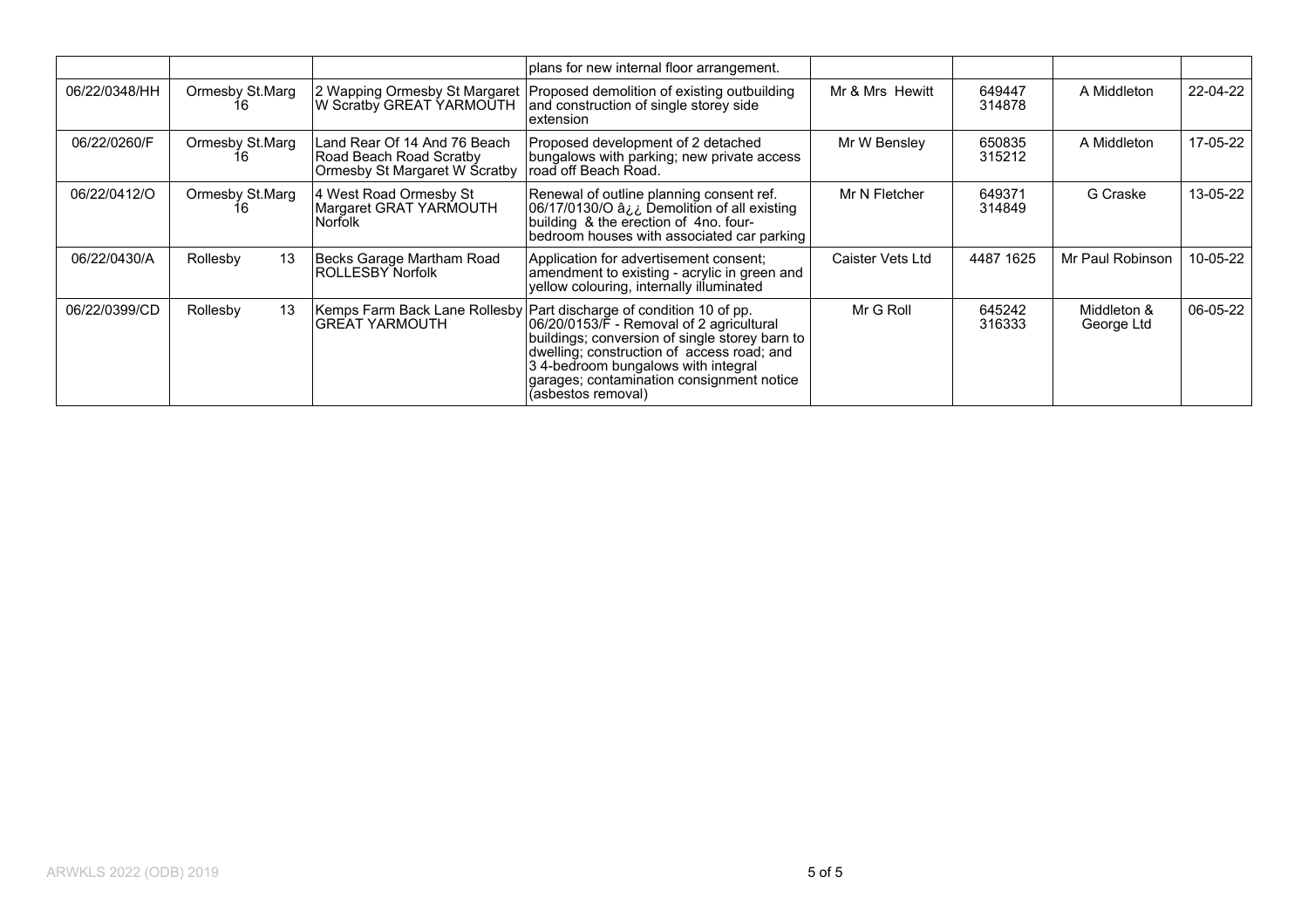| | | | | | | | |
|---|---|---|---|---|---|---|---|
| | | | plans for new internal floor arrangement. | | | | |
| 06/22/0348/HH | Ormesby St.Marg 16 | 2 Wapping Ormesby St Margaret W Scratby GREAT YARMOUTH | Proposed demolition of existing outbuilding and construction of single storey side extension | Mr & Mrs Hewitt | 649447 314878 | A Middleton | 22-04-22 |
| 06/22/0260/F | Ormesby St.Marg 16 | Land Rear Of 14 And 76 Beach Road Beach Road Scratby Ormesby St Margaret W Scratby | Proposed development of 2 detached bungalows with parking; new private access road off Beach Road. | Mr W Bensley | 650835 315212 | A Middleton | 17-05-22 |
| 06/22/0412/O | Ormesby St.Marg 16 | 4 West Road Ormesby St Margaret GRAT YARMOUTH Norfolk | Renewal of outline planning consent ref. 06/17/0130/O â¿¿ Demolition of all existing building & the erection of 4no. four-bedroom houses with associated car parking | Mr N Fletcher | 649371 314849 | G Craske | 13-05-22 |
| 06/22/0430/A | Rollesby 13 | Becks Garage Martham Road ROLLESBY Norfolk | Application for advertisement consent; amendment to existing - acrylic in green and yellow colouring, internally illuminated | Caister Vets Ltd | 4487 1625 | Mr Paul Robinson | 10-05-22 |
| 06/22/0399/CD | Rollesby 13 | Kemps Farm Back Lane Rollesby GREAT YARMOUTH | Part discharge of condition 10 of pp. 06/20/0153/F - Removal of 2 agricultural buildings; conversion of single storey barn to dwelling; construction of access road; and 3 4-bedroom bungalows with integral garages; contamination consignment notice (asbestos removal) | Mr G Roll | 645242 316333 | Middleton & George Ltd | 06-05-22 |